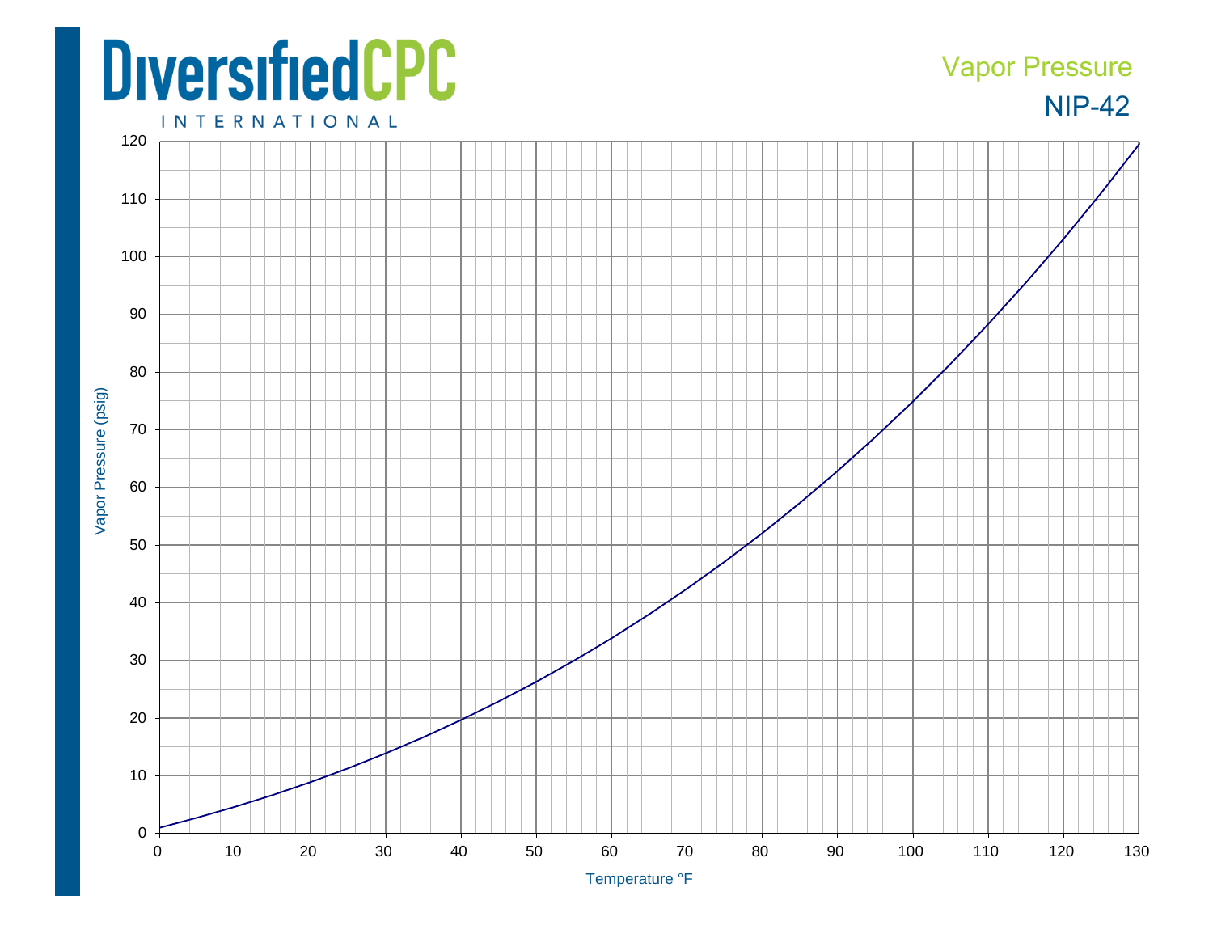DiversifiedCPC INTERNATIONAL

# Vapor Pressure

## NIP-42

Vapor Pressure (psig)

Temperature °F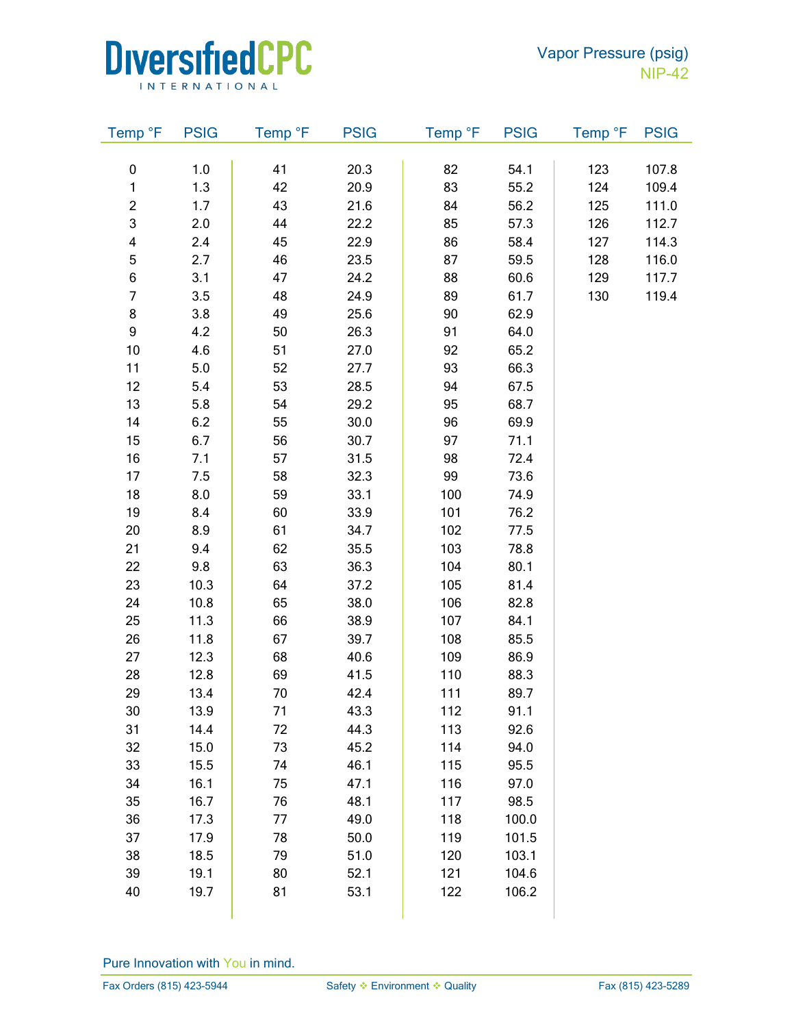DiversifiedCPC INTERNATIONAL

Vapor Pressure (psig)
NIP-42

| Temp °F | PSIG | Temp °F | PSIG | Temp °F | PSIG | Temp °F | PSIG |
|---|---|---|---|---|---|---|---|
| 0 | 1.0 | 41 | 20.3 | 82 | 54.1 | 123 | 107.8 |
| 1 | 1.3 | 42 | 20.9 | 83 | 55.2 | 124 | 109.4 |
| 2 | 1.7 | 43 | 21.6 | 84 | 56.2 | 125 | 111.0 |
| 3 | 2.0 | 44 | 22.2 | 85 | 57.3 | 126 | 112.7 |
| 4 | 2.4 | 45 | 22.9 | 86 | 58.4 | 127 | 114.3 |
| 5 | 2.7 | 46 | 23.5 | 87 | 59.5 | 128 | 116.0 |
| 6 | 3.1 | 47 | 24.2 | 88 | 60.6 | 129 | 117.7 |
| 7 | 3.5 | 48 | 24.9 | 89 | 61.7 | 130 | 119.4 |
| 8 | 3.8 | 49 | 25.6 | 90 | 62.9 | | |
| 9 | 4.2 | 50 | 26.3 | 91 | 64.0 | | |
| 10 | 4.6 | 51 | 27.0 | 92 | 65.2 | | |
| 11 | 5.0 | 52 | 27.7 | 93 | 66.3 | | |
| 12 | 5.4 | 53 | 28.5 | 94 | 67.5 | | |
| 13 | 5.8 | 54 | 29.2 | 95 | 68.7 | | |
| 14 | 6.2 | 55 | 30.0 | 96 | 69.9 | | |
| 15 | 6.7 | 56 | 30.7 | 97 | 71.1 | | |
| 16 | 7.1 | 57 | 31.5 | 98 | 72.4 | | |
| 17 | 7.5 | 58 | 32.3 | 99 | 73.6 | | |
| 18 | 8.0 | 59 | 33.1 | 100 | 74.9 | | |
| 19 | 8.4 | 60 | 33.9 | 101 | 76.2 | | |
| 20 | 8.9 | 61 | 34.7 | 102 | 77.5 | | |
| 21 | 9.4 | 62 | 35.5 | 103 | 78.8 | | |
| 22 | 9.8 | 63 | 36.3 | 104 | 80.1 | | |
| 23 | 10.3 | 64 | 37.2 | 105 | 81.4 | | |
| 24 | 10.8 | 65 | 38.0 | 106 | 82.8 | | |
| 25 | 11.3 | 66 | 38.9 | 107 | 84.1 | | |
| 26 | 11.8 | 67 | 39.7 | 108 | 85.5 | | |
| 27 | 12.3 | 68 | 40.6 | 109 | 86.9 | | |
| 28 | 12.8 | 69 | 41.5 | 110 | 88.3 | | |
| 29 | 13.4 | 70 | 42.4 | 111 | 89.7 | | |
| 30 | 13.9 | 71 | 43.3 | 112 | 91.1 | | |
| 31 | 14.4 | 72 | 44.3 | 113 | 92.6 | | |
| 32 | 15.0 | 73 | 45.2 | 114 | 94.0 | | |
| 33 | 15.5 | 74 | 46.1 | 115 | 95.5 | | |
| 34 | 16.1 | 75 | 47.1 | 116 | 97.0 | | |
| 35 | 16.7 | 76 | 48.1 | 117 | 98.5 | | |
| 36 | 17.3 | 77 | 49.0 | 118 | 100.0 | | |
| 37 | 17.9 | 78 | 50.0 | 119 | 101.5 | | |
| 38 | 18.5 | 79 | 51.0 | 120 | 103.1 | | |
| 39 | 19.1 | 80 | 52.1 | 121 | 104.6 | | |
| 40 | 19.7 | 81 | 53.1 | 122 | 106.2 | | |

Pure Innovation with You in mind.

Fax Orders (815) 423-5944 Safety ❖ Environment ❖ Quality Fax (815) 423-5289